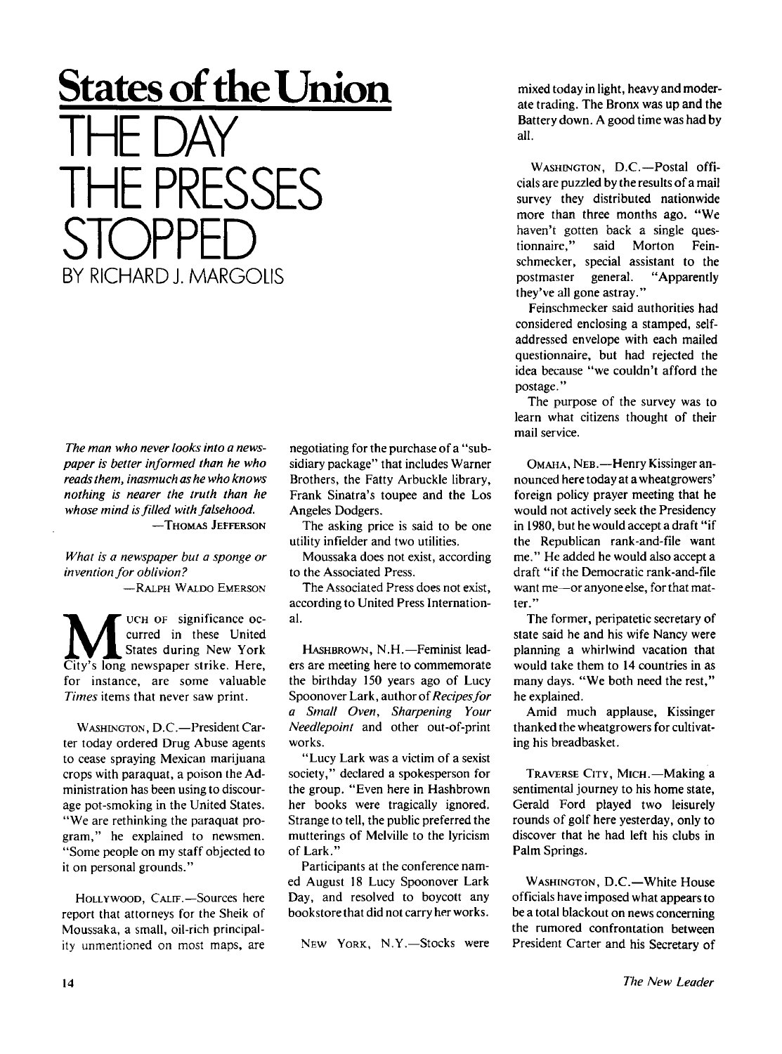# States of the Union

# THE DAY THE PRESSES STOPPED

BY RICHARD J. MARGOLIS

*The man who never looks into a newspaper is better informed than he who reads them, inasmuch as he who knows nothing is nearer the truth than he whose mind is filled with falsehood.*
—THOMAS JEFFERSON

*What is a newspaper but a sponge or invention for oblivion?*
—RALPH WALDO EMERSON

MUCH OF significance occurred in these United States during New York City's long newspaper strike. Here, for instance, are some valuable *Times* items that never saw print.

WASHINGTON, D.C.—President Carter today ordered Drug Abuse agents to cease spraying Mexican marijuana crops with paraquat, a poison the Administration has been using to discourage pot-smoking in the United States. "We are rethinking the paraquat program," he explained to newsmen. "Some people on my staff objected to it on personal grounds."

HOLLYWOOD, CALIF.—Sources here report that attorneys for the Sheik of Moussaka, a small, oil-rich principality unmentioned on most maps, are negotiating for the purchase of a "subsidiary package" that includes Warner Brothers, the Fatty Arbuckle library, Frank Sinatra's toupee and the Los Angeles Dodgers.

The asking price is said to be one utility infielder and two utilities.

Moussaka does not exist, according to the Associated Press.

The Associated Press does not exist, according to United Press International.

HASHBROWN, N.H.—Feminist leaders are meeting here to commemorate the birthday 150 years ago of Lucy Spoonover Lark, author of *Recipes for a Small Oven*, *Sharpening Your Needlepoint* and other out-of-print works.

"Lucy Lark was a victim of a sexist society," declared a spokesperson for the group. "Even here in Hashbrown her books were tragically ignored. Strange to tell, the public preferred the mutterings of Melville to the lyricism of Lark."

Participants at the conference named August 18 Lucy Spoonover Lark Day, and resolved to boycott any bookstore that did not carry her works.

NEW YORK, N.Y.—Stocks were mixed today in light, heavy and moderate trading. The Bronx was up and the Battery down. A good time was had by all.

WASHINGTON, D.C.—Postal officials are puzzled by the results of a mail survey they distributed nationwide more than three months ago. "We haven't gotten back a single questionnaire," said Morton Feinschmecker, special assistant to the postmaster general. "Apparently they've all gone astray."

Feinschmecker said authorities had considered enclosing a stamped, self-addressed envelope with each mailed questionnaire, but had rejected the idea because "we couldn't afford the postage."

The purpose of the survey was to learn what citizens thought of their mail service.

OMAHA, NEB.—Henry Kissinger announced here today at a wheatgrowers' foreign policy prayer meeting that he would not actively seek the Presidency in 1980, but he would accept a draft "if the Republican rank-and-file want me." He added he would also accept a draft "if the Democratic rank-and-file want me—or anyone else, for that matter."

The former, peripatetic secretary of state said he and his wife Nancy were planning a whirlwind vacation that would take them to 14 countries in as many days. "We both need the rest," he explained.

Amid much applause, Kissinger thanked the wheatgrowers for cultivating his breadbasket.

TRAVERSE CITY, MICH.—Making a sentimental journey to his home state, Gerald Ford played two leisurely rounds of golf here yesterday, only to discover that he had left his clubs in Palm Springs.

WASHINGTON, D.C.—White House officials have imposed what appears to be a total blackout on news concerning the rumored confrontation between President Carter and his Secretary of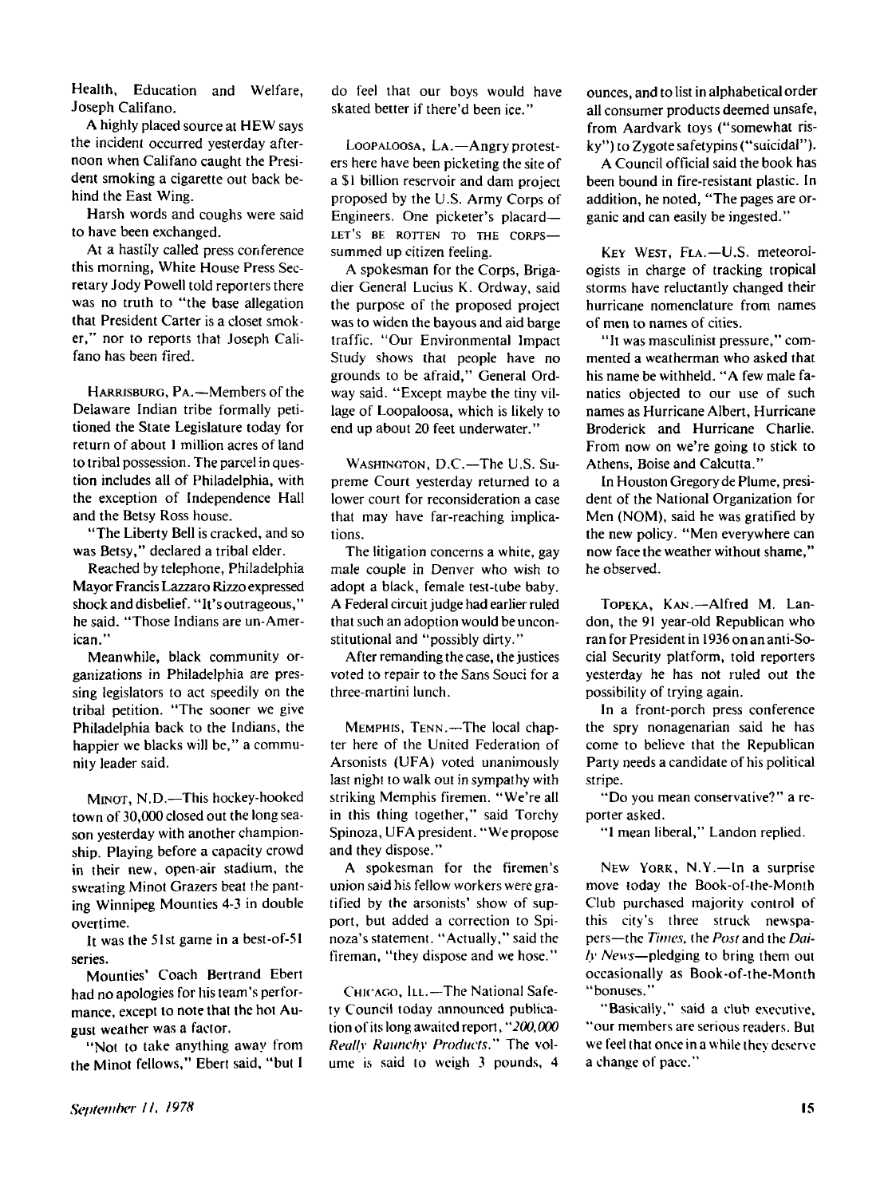Health, Education and Welfare, Joseph Califano.

A highly placed source at HEW says the incident occurred yesterday afternoon when Califano caught the President smoking a cigarette out back behind the East Wing.

Harsh words and coughs were said to have been exchanged.

At a hastily called press conference this morning, White House Press Secretary Jody Powell told reporters there was no truth to "the base allegation that President Carter is a closet smoker," nor to reports that Joseph Califano has been fired.

HARRISBURG, PA.—Members of the Delaware Indian tribe formally petitioned the State Legislature today for return of about 1 million acres of land to tribal possession. The parcel in question includes all of Philadelphia, with the exception of Independence Hall and the Betsy Ross house.

"The Liberty Bell is cracked, and so was Betsy," declared a tribal elder.

Reached by telephone, Philadelphia Mayor Francis Lazzaro Rizzo expressed shock and disbelief. "It's outrageous," he said. "Those Indians are un-American."

Meanwhile, black community organizations in Philadelphia are pressing legislators to act speedily on the tribal petition. "The sooner we give Philadelphia back to the Indians, the happier we blacks will be," a community leader said.

MINOT, N.D.—This hockey-hooked town of 30,000 closed out the long season yesterday with another championship. Playing before a capacity crowd in their new, open-air stadium, the sweating Minot Grazers beat the panting Winnipeg Mounties 4-3 in double overtime.

It was the 51st game in a best-of-51 series.

Mounties' Coach Bertrand Ebert had no apologies for his team's performance, except to note that the hot August weather was a factor.

"Not to take anything away from the Minot fellows," Ebert said, "but I do feel that our boys would have skated better if there'd been ice."

LOOPALOOSA, LA.—Angry protesters here have been picketing the site of a $1 billion reservoir and dam project proposed by the U.S. Army Corps of Engineers. One picketer's placard—LET'S BE ROTTEN TO THE CORPS—summed up citizen feeling.

A spokesman for the Corps, Brigadier General Lucius K. Ordway, said the purpose of the proposed project was to widen the bayous and aid barge traffic. "Our Environmental Impact Study shows that people have no grounds to be afraid," General Ordway said. "Except maybe the tiny village of Loopaloosa, which is likely to end up about 20 feet underwater."

WASHINGTON, D.C.—The U.S. Supreme Court yesterday returned to a lower court for reconsideration a case that may have far-reaching implications.

The litigation concerns a white, gay male couple in Denver who wish to adopt a black, female test-tube baby. A Federal circuit judge had earlier ruled that such an adoption would be unconstitutional and "possibly dirty."

After remanding the case, the justices voted to repair to the Sans Souci for a three-martini lunch.

MEMPHIS, TENN.—The local chapter here of the United Federation of Arsonists (UFA) voted unanimously last night to walk out in sympathy with striking Memphis firemen. "We're all in this thing together," said Torchy Spinoza, UFA president. "We propose and they dispose."

A spokesman for the firemen's union said his fellow workers were gratified by the arsonists' show of support, but added a correction to Spinoza's statement. "Actually," said the fireman, "they dispose and we hose."

CHICAGO, ILL.—The National Safety Council today announced publication of its long awaited report, "*200,000 Really Raunchy Products.*" The volume is said to weigh 3 pounds, 4 ounces, and to list in alphabetical order all consumer products deemed unsafe, from Aardvark toys ("somewhat risky") to Zygote safetypins ("suicidal").

A Council official said the book has been bound in fire-resistant plastic. In addition, he noted, "The pages are organic and can easily be ingested."

KEY WEST, FLA.—U.S. meteorologists in charge of tracking tropical storms have reluctantly changed their hurricane nomenclature from names of men to names of cities.

"It was masculinist pressure," commented a weatherman who asked that his name be withheld. "A few male fanatics objected to our use of such names as Hurricane Albert, Hurricane Broderick and Hurricane Charlie. From now on we're going to stick to Athens, Boise and Calcutta."

In Houston Gregory de Plume, president of the National Organization for Men (NOM), said he was gratified by the new policy. "Men everywhere can now face the weather without shame," he observed.

TOPEKA, KAN.—Alfred M. Landon, the 91 year-old Republican who ran for President in 1936 on an anti-Social Security platform, told reporters yesterday he has not ruled out the possibility of trying again.

In a front-porch press conference the spry nonagenarian said he has come to believe that the Republican Party needs a candidate of his political stripe.

"Do you mean conservative?" a reporter asked.

"I mean liberal," Landon replied.

NEW YORK, N.Y.—In a surprise move today the Book-of-the-Month Club purchased majority control of this city's three struck newspapers—the *Times*, the *Post* and the *Daily News*—pledging to bring them out occasionally as Book-of-the-Month "bonuses."

"Basically," said a club executive, "our members are serious readers. But we feel that once in a while they deserve a change of pace."